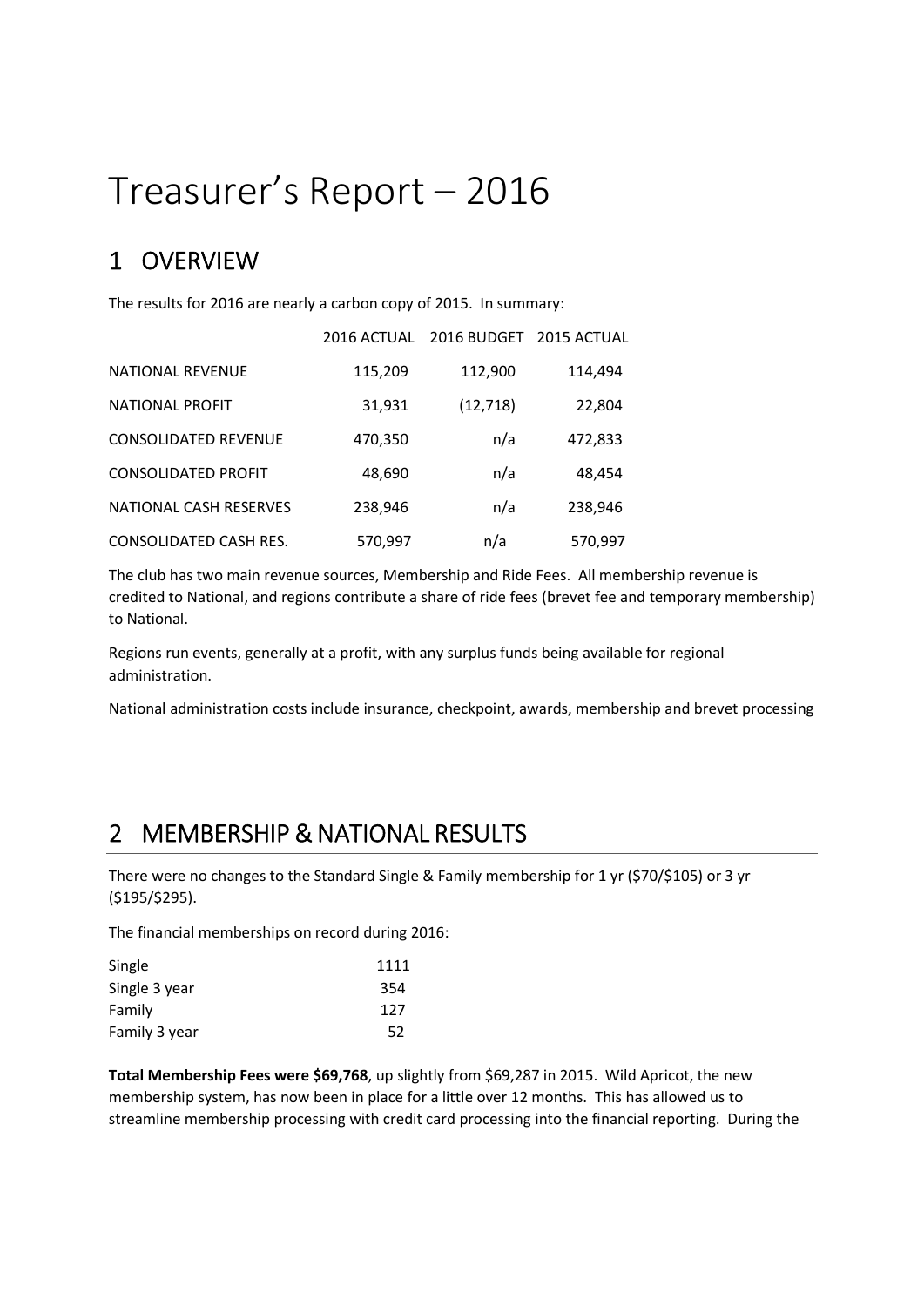# Treasurer's Report – 2016

## 1 OVERVIEW

The results for 2016 are nearly a carbon copy of 2015. In summary:

| | 2016 ACTUAL | 2016 BUDGET | 2015 ACTUAL |
|---|---|---|---|
| NATIONAL REVENUE | 115,209 | 112,900 | 114,494 |
| NATIONAL PROFIT | 31,931 | (12,718) | 22,804 |
| CONSOLIDATED REVENUE | 470,350 | n/a | 472,833 |
| CONSOLIDATED PROFIT | 48,690 | n/a | 48,454 |
| NATIONAL CASH RESERVES | 238,946 | n/a | 238,946 |
| CONSOLIDATED CASH RES. | 570,997 | n/a | 570,997 |

The club has two main revenue sources, Membership and Ride Fees. All membership revenue is credited to National, and regions contribute a share of ride fees (brevet fee and temporary membership) to National.

Regions run events, generally at a profit, with any surplus funds being available for regional administration.

National administration costs include insurance, checkpoint, awards, membership and brevet processing

## 2 MEMBERSHIP & NATIONAL RESULTS

There were no changes to the Standard Single & Family membership for 1 yr ($70/$105) or 3 yr ($195/$295).

The financial memberships on record during 2016:

| | |
|---|---|
| Single | 1111 |
| Single 3 year | 354 |
| Family | 127 |
| Family 3 year | 52 |

**Total Membership Fees were $69,768**, up slightly from $69,287 in 2015. Wild Apricot, the new membership system, has now been in place for a little over 12 months. This has allowed us to streamline membership processing with credit card processing into the financial reporting. During the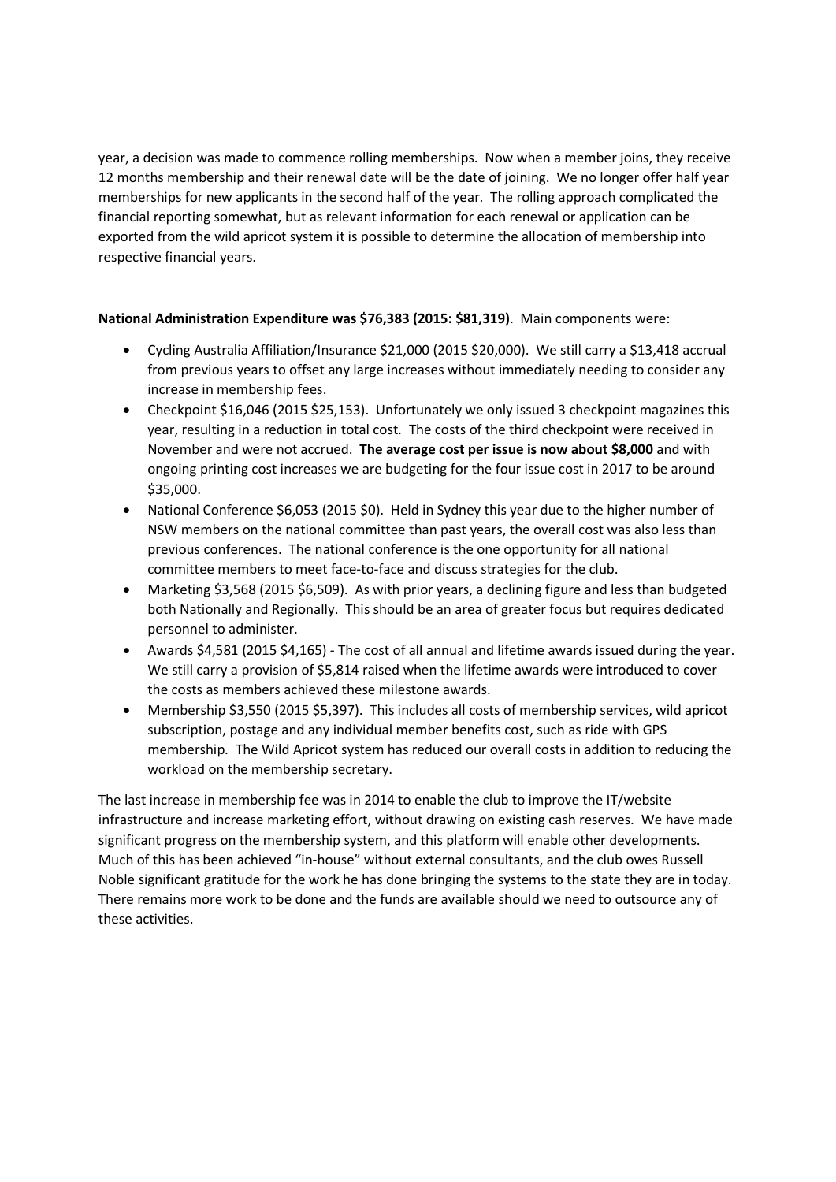year, a decision was made to commence rolling memberships. Now when a member joins, they receive 12 months membership and their renewal date will be the date of joining. We no longer offer half year memberships for new applicants in the second half of the year. The rolling approach complicated the financial reporting somewhat, but as relevant information for each renewal or application can be exported from the wild apricot system it is possible to determine the allocation of membership into respective financial years.

**National Administration Expenditure was $76,383 (2015: $81,319)**. Main components were:

- Cycling Australia Affiliation/Insurance $21,000 (2015 $20,000). We still carry a $13,418 accrual from previous years to offset any large increases without immediately needing to consider any increase in membership fees.
- Checkpoint $16,046 (2015 $25,153). Unfortunately we only issued 3 checkpoint magazines this year, resulting in a reduction in total cost. The costs of the third checkpoint were received in November and were not accrued. **The average cost per issue is now about $8,000** and with ongoing printing cost increases we are budgeting for the four issue cost in 2017 to be around $35,000.
- National Conference $6,053 (2015 $0). Held in Sydney this year due to the higher number of NSW members on the national committee than past years, the overall cost was also less than previous conferences. The national conference is the one opportunity for all national committee members to meet face-to-face and discuss strategies for the club.
- Marketing $3,568 (2015 $6,509). As with prior years, a declining figure and less than budgeted both Nationally and Regionally. This should be an area of greater focus but requires dedicated personnel to administer.
- Awards $4,581 (2015 $4,165) - The cost of all annual and lifetime awards issued during the year. We still carry a provision of $5,814 raised when the lifetime awards were introduced to cover the costs as members achieved these milestone awards.
- Membership $3,550 (2015 $5,397). This includes all costs of membership services, wild apricot subscription, postage and any individual member benefits cost, such as ride with GPS membership. The Wild Apricot system has reduced our overall costs in addition to reducing the workload on the membership secretary.

The last increase in membership fee was in 2014 to enable the club to improve the IT/website infrastructure and increase marketing effort, without drawing on existing cash reserves. We have made significant progress on the membership system, and this platform will enable other developments. Much of this has been achieved "in-house" without external consultants, and the club owes Russell Noble significant gratitude for the work he has done bringing the systems to the state they are in today. There remains more work to be done and the funds are available should we need to outsource any of these activities.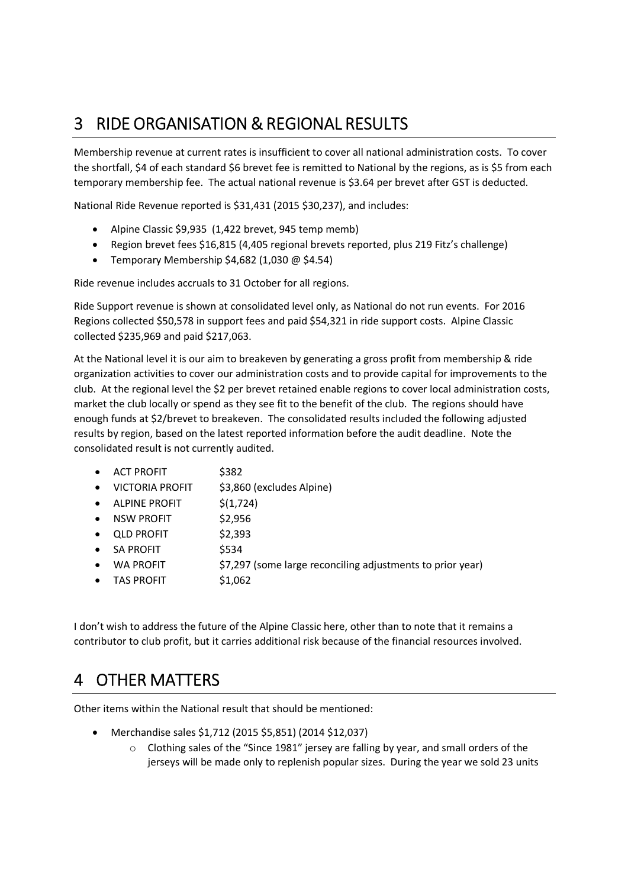# 3 RIDE ORGANISATION & REGIONAL RESULTS

Membership revenue at current rates is insufficient to cover all national administration costs. To cover the shortfall, $4 of each standard $6 brevet fee is remitted to National by the regions, as is $5 from each temporary membership fee. The actual national revenue is $3.64 per brevet after GST is deducted.

National Ride Revenue reported is $31,431 (2015 $30,237), and includes:

- Alpine Classic $9,935 (1,422 brevet, 945 temp memb)
- Region brevet fees $16,815 (4,405 regional brevets reported, plus 219 Fitz's challenge)
- Temporary Membership $4,682 (1,030 @ $4.54)

Ride revenue includes accruals to 31 October for all regions.

Ride Support revenue is shown at consolidated level only, as National do not run events. For 2016 Regions collected $50,578 in support fees and paid $54,321 in ride support costs. Alpine Classic collected $235,969 and paid $217,063.

At the National level it is our aim to breakeven by generating a gross profit from membership & ride organization activities to cover our administration costs and to provide capital for improvements to the club. At the regional level the $2 per brevet retained enable regions to cover local administration costs, market the club locally or spend as they see fit to the benefit of the club. The regions should have enough funds at $2/brevet to breakeven. The consolidated results included the following adjusted results by region, based on the latest reported information before the audit deadline. Note the consolidated result is not currently audited.

- ACT PROFIT $382
- VICTORIA PROFIT $3,860 (excludes Alpine)
- ALPINE PROFIT $(1,724)
- NSW PROFIT $2,956
- QLD PROFIT $2,393
- SA PROFIT $534
- WA PROFIT $7,297 (some large reconciling adjustments to prior year)
- TAS PROFIT $1,062

I don't wish to address the future of the Alpine Classic here, other than to note that it remains a contributor to club profit, but it carries additional risk because of the financial resources involved.

# 4 OTHER MATTERS

Other items within the National result that should be mentioned:

- Merchandise sales $1,712 (2015 $5,851) (2014 $12,037)
  - Clothing sales of the "Since 1981" jersey are falling by year, and small orders of the jerseys will be made only to replenish popular sizes. During the year we sold 23 units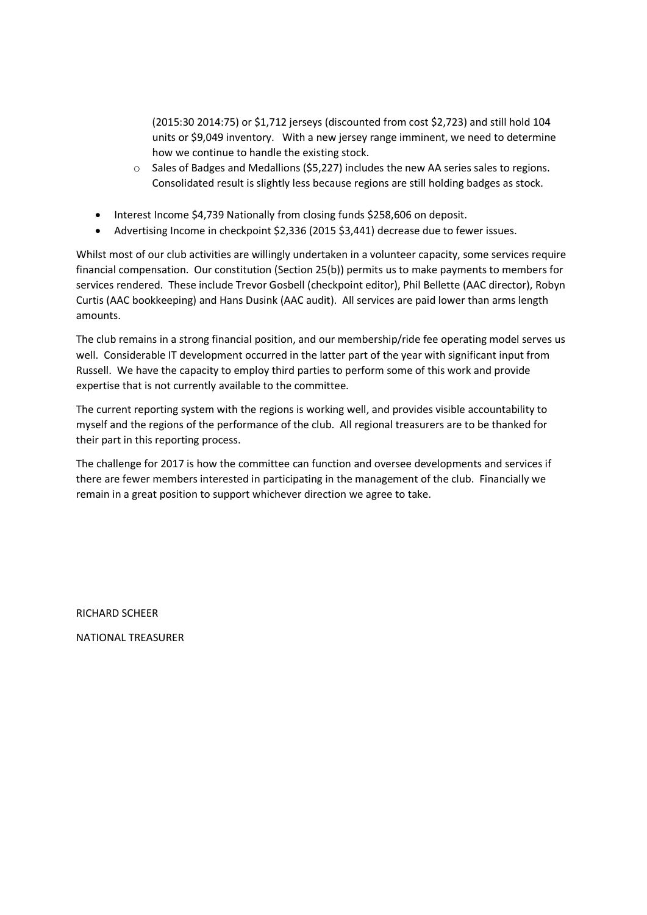(2015:30 2014:75) or $1,712 jerseys (discounted from cost $2,723) and still hold 104 units or $9,049 inventory. With a new jersey range imminent, we need to determine how we continue to handle the existing stock.

  - Sales of Badges and Medallions ($5,227) includes the new AA series sales to regions. Consolidated result is slightly less because regions are still holding badges as stock.

- Interest Income $4,739 Nationally from closing funds $258,606 on deposit.
- Advertising Income in checkpoint $2,336 (2015 $3,441) decrease due to fewer issues.

Whilst most of our club activities are willingly undertaken in a volunteer capacity, some services require financial compensation. Our constitution (Section 25(b)) permits us to make payments to members for services rendered. These include Trevor Gosbell (checkpoint editor), Phil Bellette (AAC director), Robyn Curtis (AAC bookkeeping) and Hans Dusink (AAC audit). All services are paid lower than arms length amounts.

The club remains in a strong financial position, and our membership/ride fee operating model serves us well. Considerable IT development occurred in the latter part of the year with significant input from Russell. We have the capacity to employ third parties to perform some of this work and provide expertise that is not currently available to the committee.

The current reporting system with the regions is working well, and provides visible accountability to myself and the regions of the performance of the club. All regional treasurers are to be thanked for their part in this reporting process.

The challenge for 2017 is how the committee can function and oversee developments and services if there are fewer members interested in participating in the management of the club. Financially we remain in a great position to support whichever direction we agree to take.

RICHARD SCHEER

NATIONAL TREASURER